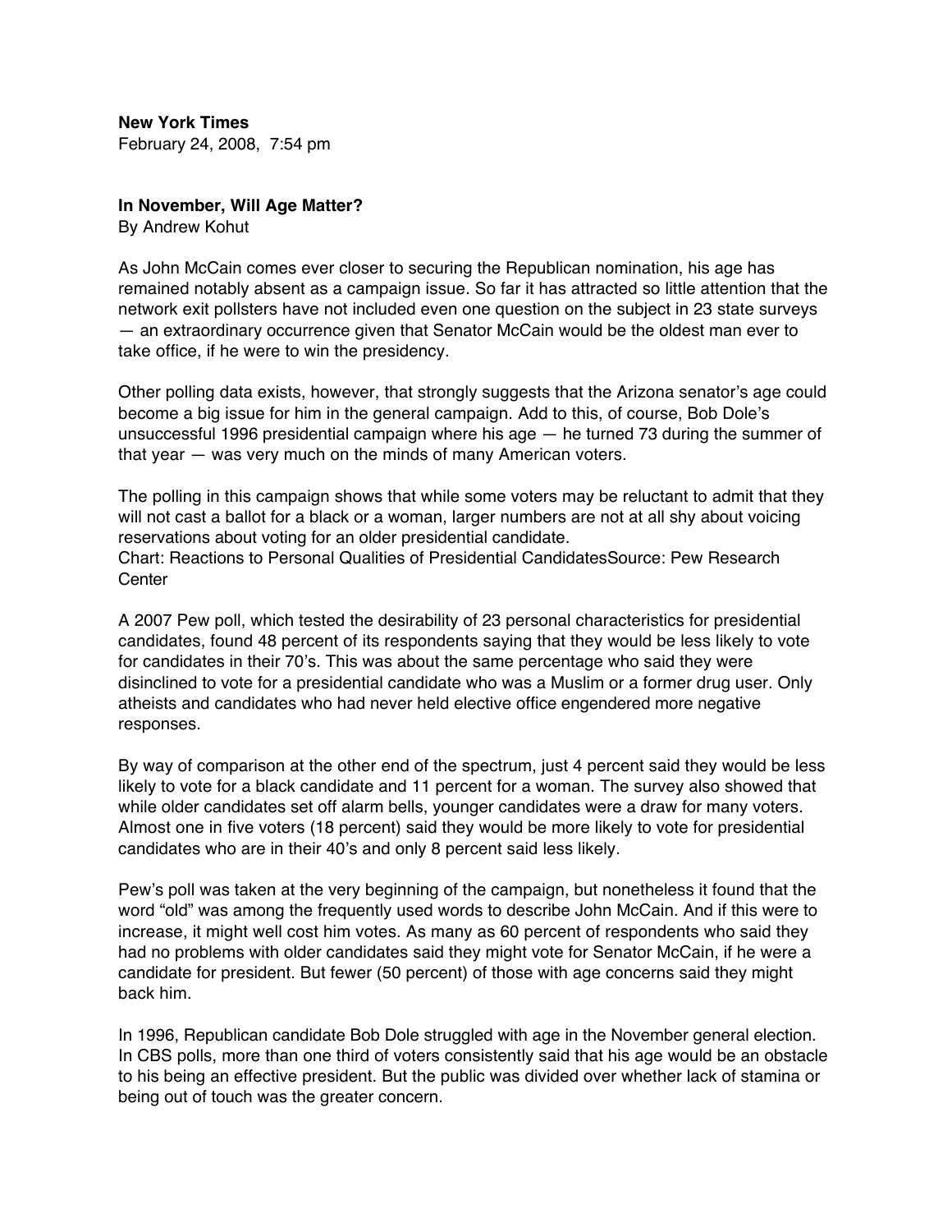**New York Times**
February 24, 2008, 7:54 pm

**In November, Will Age Matter?**
By Andrew Kohut

As John McCain comes ever closer to securing the Republican nomination, his age has remained notably absent as a campaign issue. So far it has attracted so little attention that the network exit pollsters have not included even one question on the subject in 23 state surveys — an extraordinary occurrence given that Senator McCain would be the oldest man ever to take office, if he were to win the presidency.

Other polling data exists, however, that strongly suggests that the Arizona senator's age could become a big issue for him in the general campaign. Add to this, of course, Bob Dole's unsuccessful 1996 presidential campaign where his age — he turned 73 during the summer of that year — was very much on the minds of many American voters.

The polling in this campaign shows that while some voters may be reluctant to admit that they will not cast a ballot for a black or a woman, larger numbers are not at all shy about voicing reservations about voting for an older presidential candidate.
Chart: Reactions to Personal Qualities of Presidential CandidatesSource: Pew Research Center

A 2007 Pew poll, which tested the desirability of 23 personal characteristics for presidential candidates, found 48 percent of its respondents saying that they would be less likely to vote for candidates in their 70's. This was about the same percentage who said they were disinclined to vote for a presidential candidate who was a Muslim or a former drug user. Only atheists and candidates who had never held elective office engendered more negative responses.

By way of comparison at the other end of the spectrum, just 4 percent said they would be less likely to vote for a black candidate and 11 percent for a woman. The survey also showed that while older candidates set off alarm bells, younger candidates were a draw for many voters. Almost one in five voters (18 percent) said they would be more likely to vote for presidential candidates who are in their 40's and only 8 percent said less likely.

Pew's poll was taken at the very beginning of the campaign, but nonetheless it found that the word "old" was among the frequently used words to describe John McCain. And if this were to increase, it might well cost him votes. As many as 60 percent of respondents who said they had no problems with older candidates said they might vote for Senator McCain, if he were a candidate for president. But fewer (50 percent) of those with age concerns said they might back him.

In 1996, Republican candidate Bob Dole struggled with age in the November general election. In CBS polls, more than one third of voters consistently said that his age would be an obstacle to his being an effective president. But the public was divided over whether lack of stamina or being out of touch was the greater concern.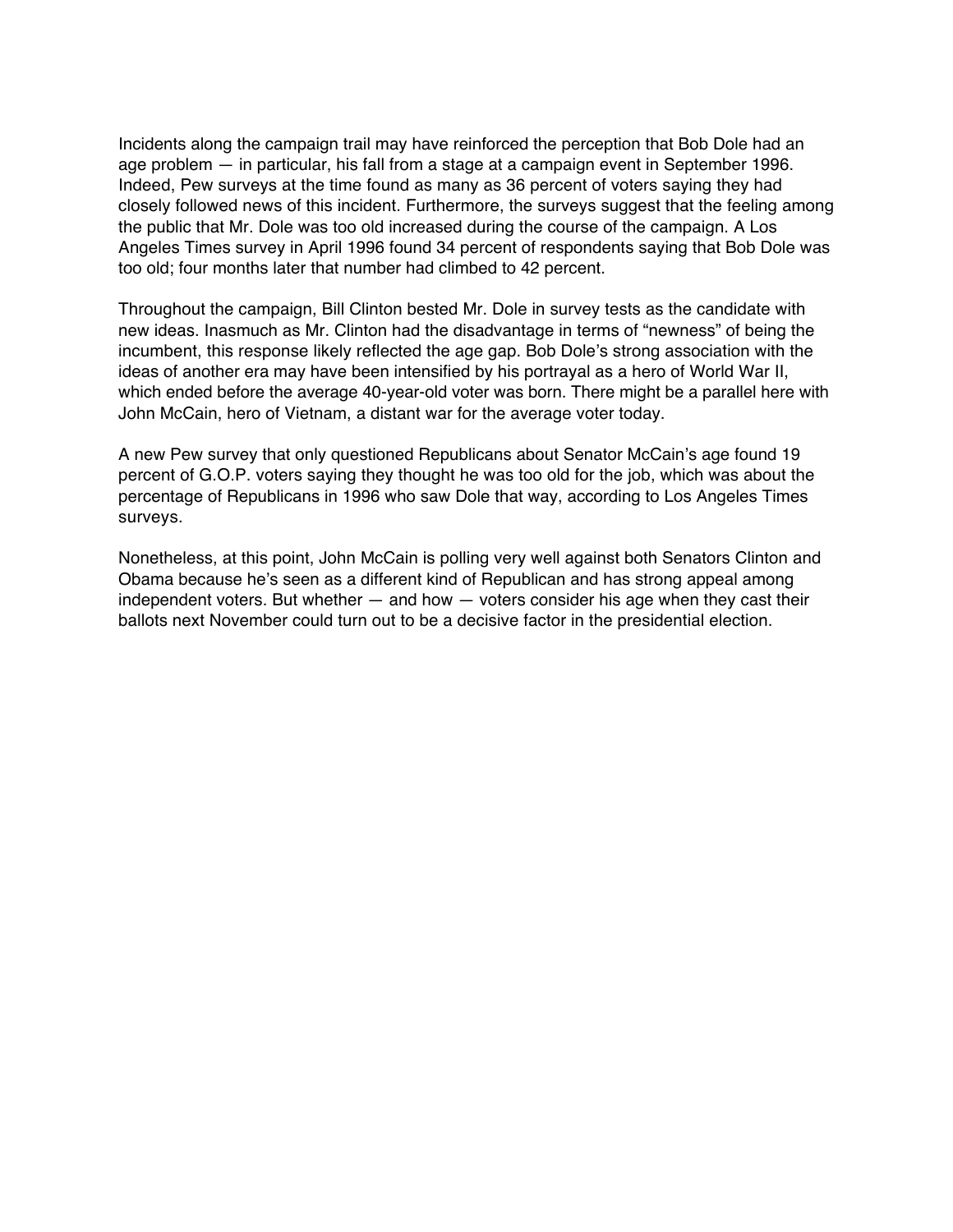Incidents along the campaign trail may have reinforced the perception that Bob Dole had an age problem — in particular, his fall from a stage at a campaign event in September 1996. Indeed, Pew surveys at the time found as many as 36 percent of voters saying they had closely followed news of this incident. Furthermore, the surveys suggest that the feeling among the public that Mr. Dole was too old increased during the course of the campaign. A Los Angeles Times survey in April 1996 found 34 percent of respondents saying that Bob Dole was too old; four months later that number had climbed to 42 percent.

Throughout the campaign, Bill Clinton bested Mr. Dole in survey tests as the candidate with new ideas. Inasmuch as Mr. Clinton had the disadvantage in terms of "newness" of being the incumbent, this response likely reflected the age gap. Bob Dole's strong association with the ideas of another era may have been intensified by his portrayal as a hero of World War II, which ended before the average 40-year-old voter was born. There might be a parallel here with John McCain, hero of Vietnam, a distant war for the average voter today.

A new Pew survey that only questioned Republicans about Senator McCain's age found 19 percent of G.O.P. voters saying they thought he was too old for the job, which was about the percentage of Republicans in 1996 who saw Dole that way, according to Los Angeles Times surveys.

Nonetheless, at this point, John McCain is polling very well against both Senators Clinton and Obama because he's seen as a different kind of Republican and has strong appeal among independent voters. But whether — and how — voters consider his age when they cast their ballots next November could turn out to be a decisive factor in the presidential election.